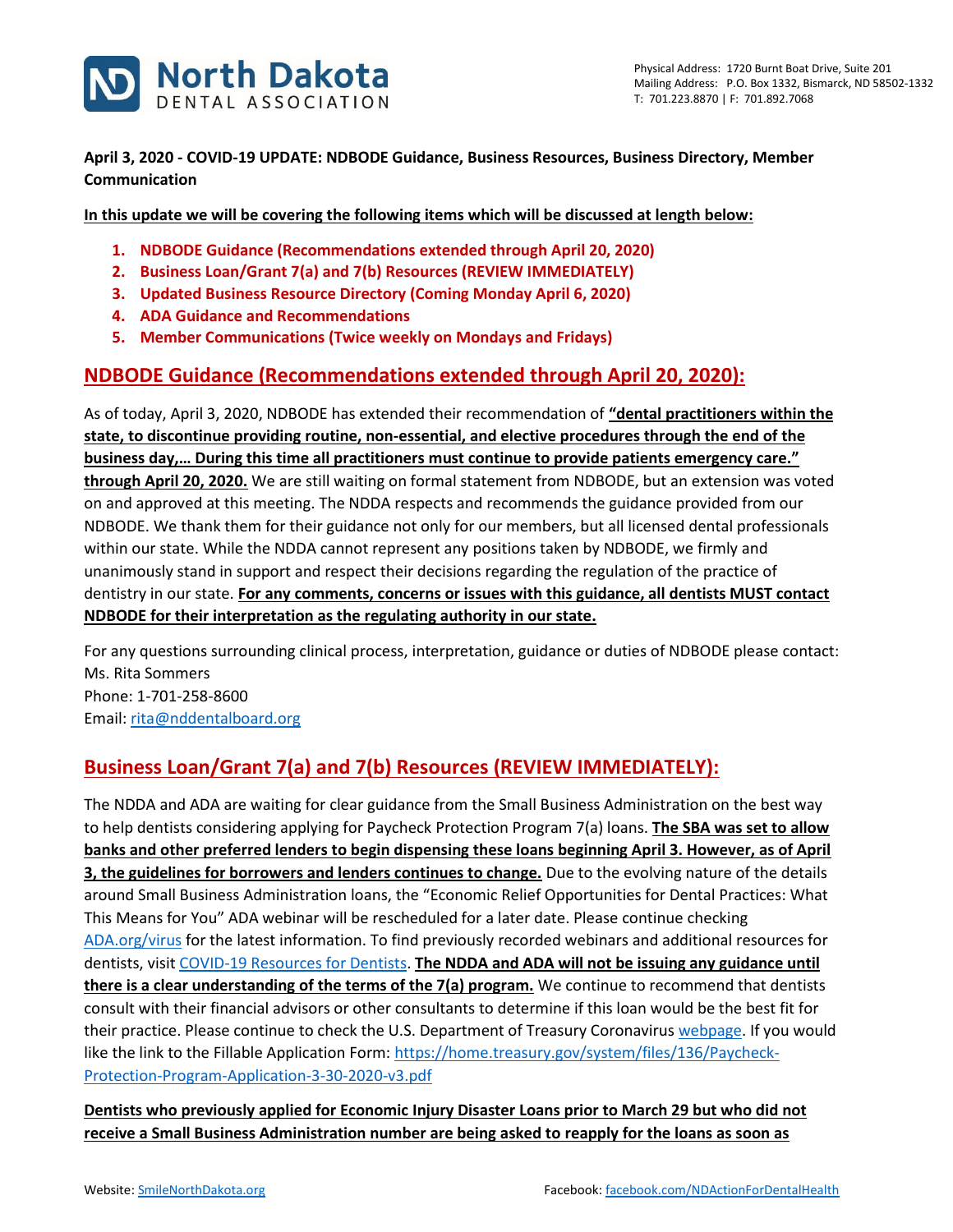# North Dakota DENTAL ASSOCIATION

Physical Address: 1720 Burnt Boat Drive, Suite 201
Mailing Address: P.O. Box 1332, Bismarck, ND 58502-1332
T: 701.223.8870 | F: 701.892.7068

**April 3, 2020 - COVID-19 UPDATE: NDBODE Guidance, Business Resources, Business Directory, Member Communication**

**In this update we will be covering the following items which will be discussed at length below:**

1. **NDBODE Guidance (Recommendations extended through April 20, 2020)**
2. **Business Loan/Grant 7(a) and 7(b) Resources (REVIEW IMMEDIATELY)**
3. **Updated Business Resource Directory (Coming Monday April 6, 2020)**
4. **ADA Guidance and Recommendations**
5. **Member Communications (Twice weekly on Mondays and Fridays)**

## NDBODE Guidance (Recommendations extended through April 20, 2020):

As of today, April 3, 2020, NDBODE has extended their recommendation of **"dental practitioners within the state, to discontinue providing routine, non-essential, and elective procedures through the end of the business day,… During this time all practitioners must continue to provide patients emergency care." through April 20, 2020.** We are still waiting on formal statement from NDBODE, but an extension was voted on and approved at this meeting. The NDDA respects and recommends the guidance provided from our NDBODE. We thank them for their guidance not only for our members, but all licensed dental professionals within our state. While the NDDA cannot represent any positions taken by NDBODE, we firmly and unanimously stand in support and respect their decisions regarding the regulation of the practice of dentistry in our state. **For any comments, concerns or issues with this guidance, all dentists MUST contact NDBODE for their interpretation as the regulating authority in our state.**

For any questions surrounding clinical process, interpretation, guidance or duties of NDBODE please contact:
Ms. Rita Sommers
Phone: 1-701-258-8600
Email: rita@nddentalboard.org

## Business Loan/Grant 7(a) and 7(b) Resources (REVIEW IMMEDIATELY):

The NDDA and ADA are waiting for clear guidance from the Small Business Administration on the best way to help dentists considering applying for Paycheck Protection Program 7(a) loans. **The SBA was set to allow banks and other preferred lenders to begin dispensing these loans beginning April 3. However, as of April 3, the guidelines for borrowers and lenders continues to change.** Due to the evolving nature of the details around Small Business Administration loans, the "Economic Relief Opportunities for Dental Practices: What This Means for You" ADA webinar will be rescheduled for a later date. Please continue checking ADA.org/virus for the latest information. To find previously recorded webinars and additional resources for dentists, visit COVID-19 Resources for Dentists. **The NDDA and ADA will not be issuing any guidance until there is a clear understanding of the terms of the 7(a) program.** We continue to recommend that dentists consult with their financial advisors or other consultants to determine if this loan would be the best fit for their practice. Please continue to check the U.S. Department of Treasury Coronavirus webpage. If you would like the link to the Fillable Application Form: https://home.treasury.gov/system/files/136/Paycheck-Protection-Program-Application-3-30-2020-v3.pdf

**Dentists who previously applied for Economic Injury Disaster Loans prior to March 29 but who did not receive a Small Business Administration number are being asked to reapply for the loans as soon as**

Website: SmileNorthDakota.org
Facebook: facebook.com/NDActionForDentalHealth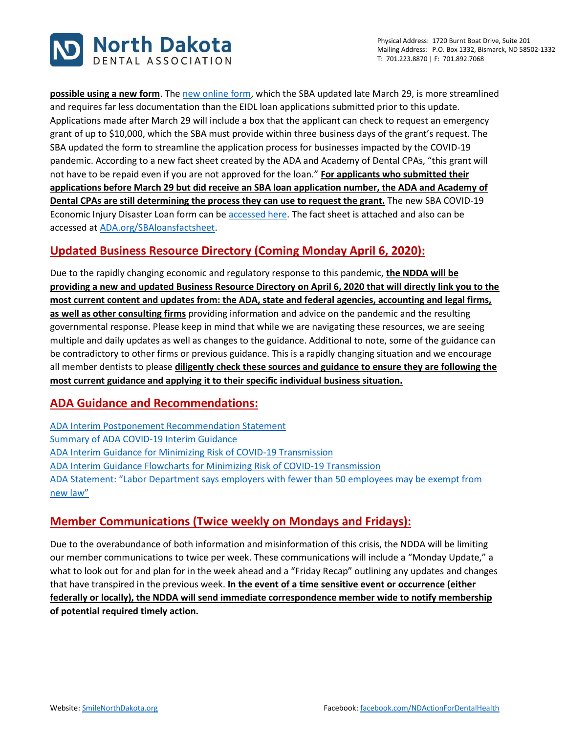**possible using a new form**. The new online form, which the SBA updated late March 29, is more streamlined and requires far less documentation than the EIDL loan applications submitted prior to this update. Applications made after March 29 will include a box that the applicant can check to request an emergency grant of up to $10,000, which the SBA must provide within three business days of the grant's request. The SBA updated the form to streamline the application process for businesses impacted by the COVID-19 pandemic. According to a new fact sheet created by the ADA and Academy of Dental CPAs, "this grant will not have to be repaid even if you are not approved for the loan." **For applicants who submitted their applications before March 29 but did receive an SBA loan application number, the ADA and Academy of Dental CPAs are still determining the process they can use to request the grant.** The new SBA COVID-19 Economic Injury Disaster Loan form can be accessed here. The fact sheet is attached and also can be accessed at ADA.org/SBAloansfactsheet.

## Updated Business Resource Directory (Coming Monday April 6, 2020):

Due to the rapidly changing economic and regulatory response to this pandemic, **the NDDA will be providing a new and updated Business Resource Directory on April 6, 2020 that will directly link you to the most current content and updates from: the ADA, state and federal agencies, accounting and legal firms, as well as other consulting firms** providing information and advice on the pandemic and the resulting governmental response. Please keep in mind that while we are navigating these resources, we are seeing multiple and daily updates as well as changes to the guidance. Additional to note, some of the guidance can be contradictory to other firms or previous guidance. This is a rapidly changing situation and we encourage all member dentists to please **diligently check these sources and guidance to ensure they are following the most current guidance and applying it to their specific individual business situation.**

## ADA Guidance and Recommendations:

ADA Interim Postponement Recommendation Statement
Summary of ADA COVID-19 Interim Guidance
ADA Interim Guidance for Minimizing Risk of COVID-19 Transmission
ADA Interim Guidance Flowcharts for Minimizing Risk of COVID-19 Transmission
ADA Statement: "Labor Department says employers with fewer than 50 employees may be exempt from new law"

## Member Communications (Twice weekly on Mondays and Fridays):

Due to the overabundance of both information and misinformation of this crisis, the NDDA will be limiting our member communications to twice per week. These communications will include a "Monday Update," a what to look out for and plan for in the week ahead and a "Friday Recap" outlining any updates and changes that have transpired in the previous week. **In the event of a time sensitive event or occurrence (either federally or locally), the NDDA will send immediate correspondence member wide to notify membership of potential required timely action.**